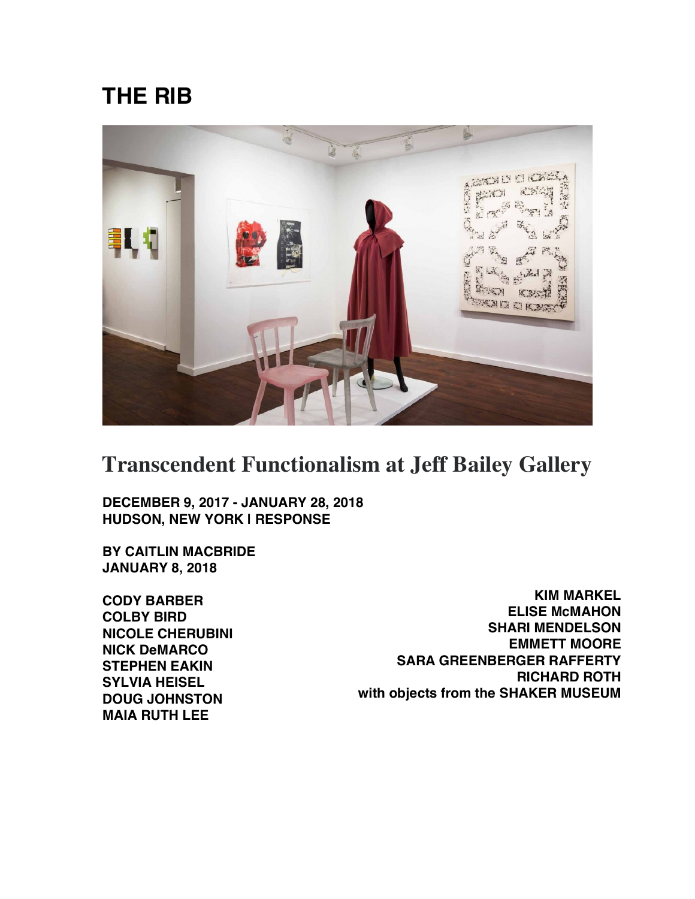# THE RIB

## Transcendent Functionalism at Jeff Bailey Gallery

**DECEMBER 9, 2017 - JANUARY 28, 2018**
**HUDSON, NEW YORK | RESPONSE**

**BY CAITLIN MACBRIDE**
**JANUARY 8, 2018**

**CODY BARBER**
**COLBY BIRD**
**NICOLE CHERUBINI**
**NICK DeMARCO**
**STEPHEN EAKIN**
**SYLVIA HEISEL**
**DOUG JOHNSTON**
**MAIA RUTH LEE**
**KIM MARKEL**
**ELISE McMAHON**
**SHARI MENDELSON**
**EMMETT MOORE**
**SARA GREENBERGER RAFFERTY**
**RICHARD ROTH**
**with objects from the SHAKER MUSEUM**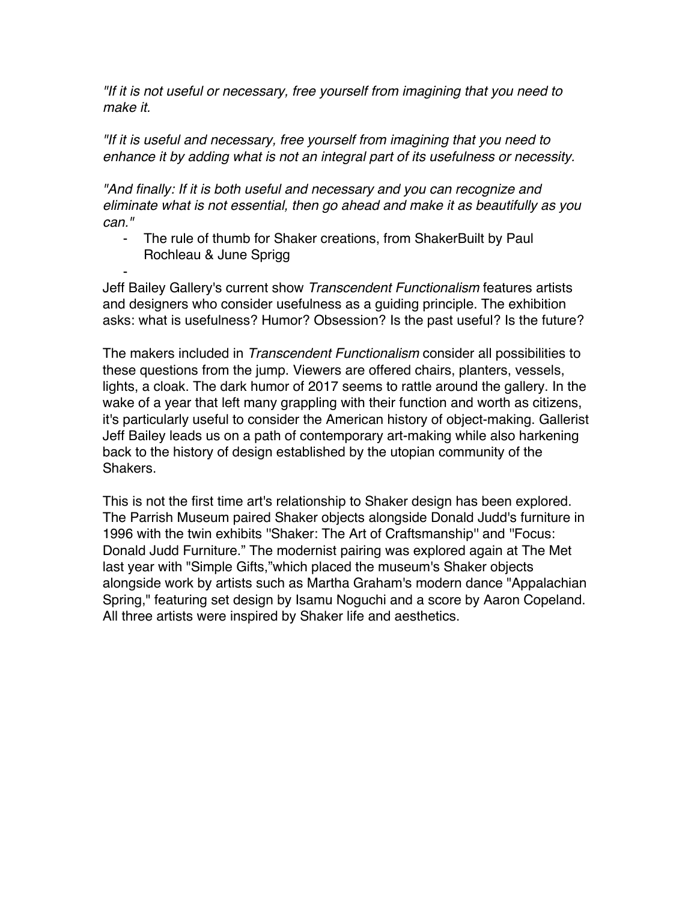*"If it is not useful or necessary, free yourself from imagining that you need to make it.*

*"If it is useful and necessary, free yourself from imagining that you need to enhance it by adding what is not an integral part of its usefulness or necessity.*

*"And finally: If it is both useful and necessary and you can recognize and eliminate what is not essential, then go ahead and make it as beautifully as you can."*

- The rule of thumb for Shaker creations, from ShakerBuilt by Paul Rochleau & June Sprigg
-

Jeff Bailey Gallery's current show *Transcendent Functionalism* features artists and designers who consider usefulness as a guiding principle. The exhibition asks: what is usefulness? Humor? Obsession? Is the past useful? Is the future?

The makers included in *Transcendent Functionalism* consider all possibilities to these questions from the jump. Viewers are offered chairs, planters, vessels, lights, a cloak. The dark humor of 2017 seems to rattle around the gallery. In the wake of a year that left many grappling with their function and worth as citizens, it's particularly useful to consider the American history of object-making. Gallerist Jeff Bailey leads us on a path of contemporary art-making while also harkening back to the history of design established by the utopian community of the Shakers.

This is not the first time art's relationship to Shaker design has been explored. The Parrish Museum paired Shaker objects alongside Donald Judd's furniture in 1996 with the twin exhibits ''Shaker: The Art of Craftsmanship'' and ''Focus: Donald Judd Furniture." The modernist pairing was explored again at The Met last year with "Simple Gifts,"which placed the museum's Shaker objects alongside work by artists such as Martha Graham's modern dance "Appalachian Spring," featuring set design by Isamu Noguchi and a score by Aaron Copeland. All three artists were inspired by Shaker life and aesthetics.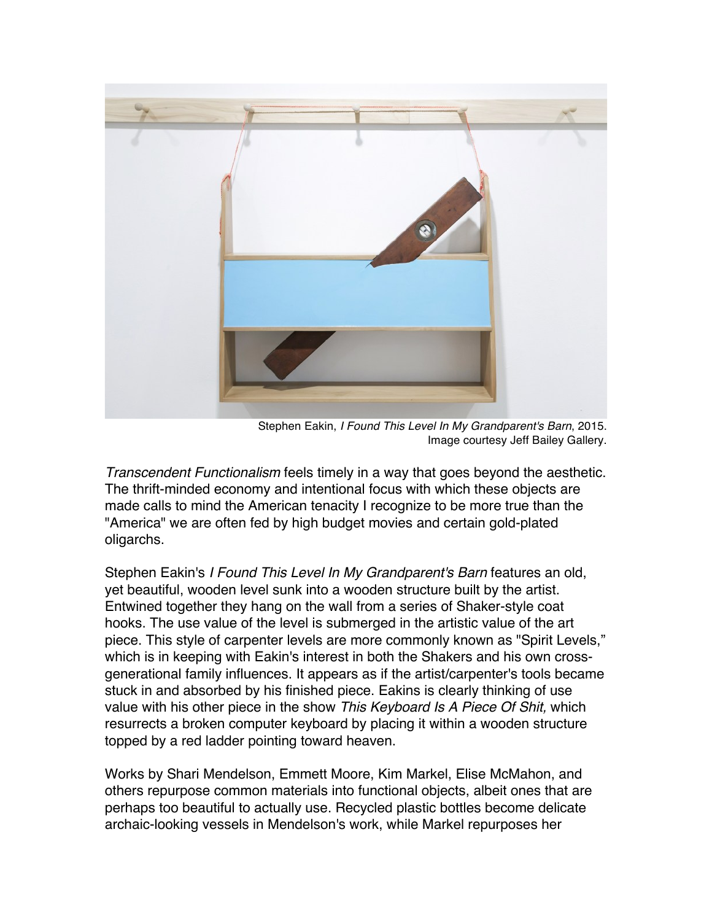Stephen Eakin, *I Found This Level In My Grandparent's Barn*, 2015.
Image courtesy Jeff Bailey Gallery.

*Transcendent Functionalism* feels timely in a way that goes beyond the aesthetic. The thrift-minded economy and intentional focus with which these objects are made calls to mind the American tenacity I recognize to be more true than the "America" we are often fed by high budget movies and certain gold-plated oligarchs.

Stephen Eakin's *I Found This Level In My Grandparent's Barn* features an old, yet beautiful, wooden level sunk into a wooden structure built by the artist. Entwined together they hang on the wall from a series of Shaker-style coat hooks. The use value of the level is submerged in the artistic value of the art piece. This style of carpenter levels are more commonly known as "Spirit Levels," which is in keeping with Eakin's interest in both the Shakers and his own cross-generational family influences. It appears as if the artist/carpenter's tools became stuck in and absorbed by his finished piece. Eakins is clearly thinking of use value with his other piece in the show *This Keyboard Is A Piece Of Shit,* which resurrects a broken computer keyboard by placing it within a wooden structure topped by a red ladder pointing toward heaven.

Works by Shari Mendelson, Emmett Moore, Kim Markel, Elise McMahon, and others repurpose common materials into functional objects, albeit ones that are perhaps too beautiful to actually use. Recycled plastic bottles become delicate archaic-looking vessels in Mendelson's work, while Markel repurposes her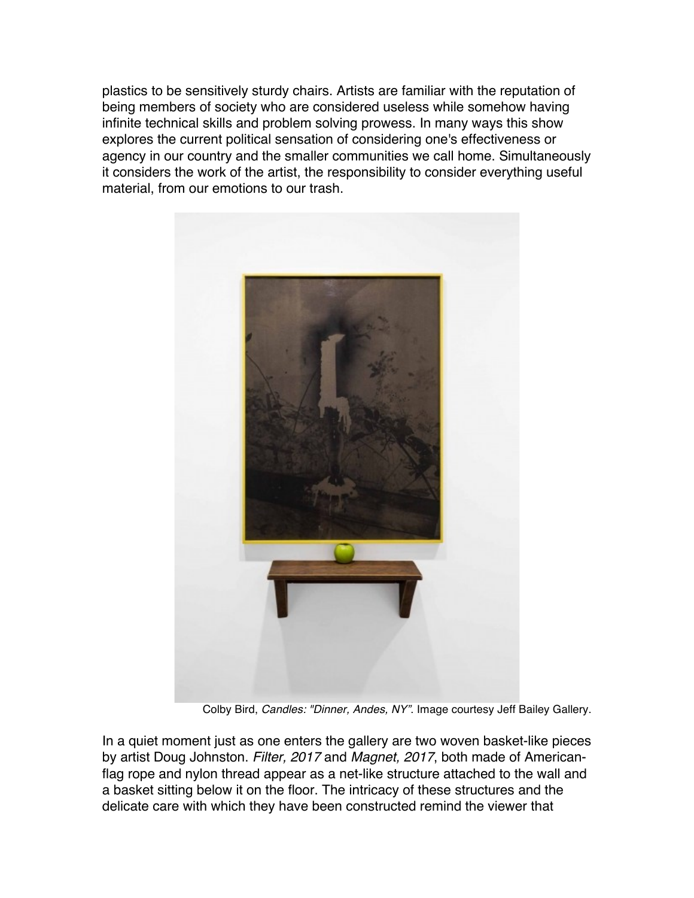plastics to be sensitively sturdy chairs. Artists are familiar with the reputation of being members of society who are considered useless while somehow having infinite technical skills and problem solving prowess. In many ways this show explores the current political sensation of considering one's effectiveness or agency in our country and the smaller communities we call home. Simultaneously it considers the work of the artist, the responsibility to consider everything useful material, from our emotions to our trash.

Colby Bird, *Candles: "Dinner, Andes, NY"*. Image courtesy Jeff Bailey Gallery.

In a quiet moment just as one enters the gallery are two woven basket-like pieces by artist Doug Johnston. *Filter, 2017* and *Magnet, 2017*, both made of American-flag rope and nylon thread appear as a net-like structure attached to the wall and a basket sitting below it on the floor. The intricacy of these structures and the delicate care with which they have been constructed remind the viewer that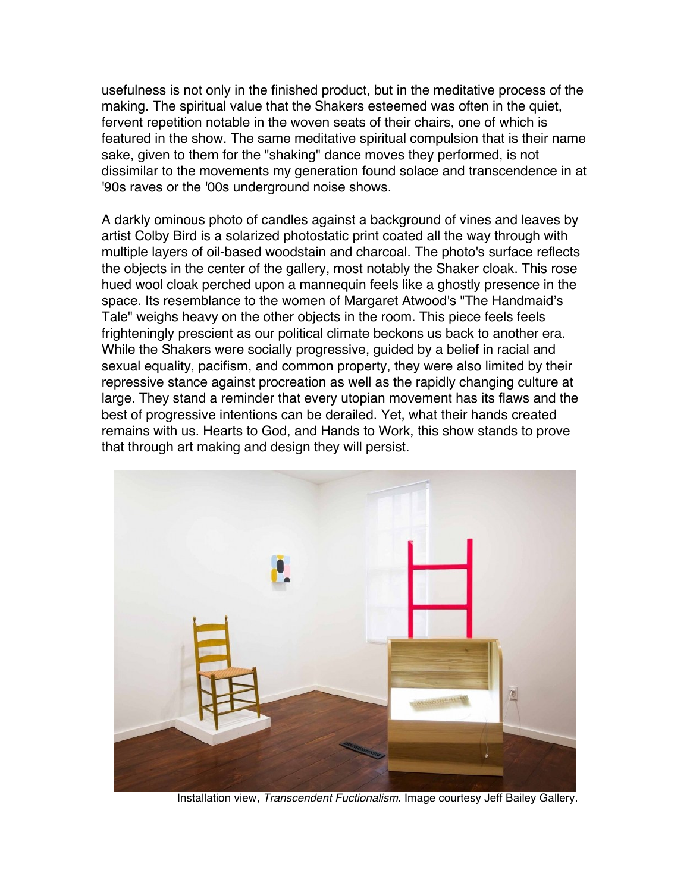usefulness is not only in the finished product, but in the meditative process of the making. The spiritual value that the Shakers esteemed was often in the quiet, fervent repetition notable in the woven seats of their chairs, one of which is featured in the show. The same meditative spiritual compulsion that is their name sake, given to them for the "shaking" dance moves they performed, is not dissimilar to the movements my generation found solace and transcendence in at '90s raves or the '00s underground noise shows.

A darkly ominous photo of candles against a background of vines and leaves by artist Colby Bird is a solarized photostatic print coated all the way through with multiple layers of oil-based woodstain and charcoal. The photo's surface reflects the objects in the center of the gallery, most notably the Shaker cloak. This rose hued wool cloak perched upon a mannequin feels like a ghostly presence in the space. Its resemblance to the women of Margaret Atwood's "The Handmaid's Tale" weighs heavy on the other objects in the room. This piece feels feels frighteningly prescient as our political climate beckons us back to another era. While the Shakers were socially progressive, guided by a belief in racial and sexual equality, pacifism, and common property, they were also limited by their repressive stance against procreation as well as the rapidly changing culture at large. They stand a reminder that every utopian movement has its flaws and the best of progressive intentions can be derailed. Yet, what their hands created remains with us. Hearts to God, and Hands to Work, this show stands to prove that through art making and design they will persist.

Installation view, *Transcendent Fuctionalism.* Image courtesy Jeff Bailey Gallery.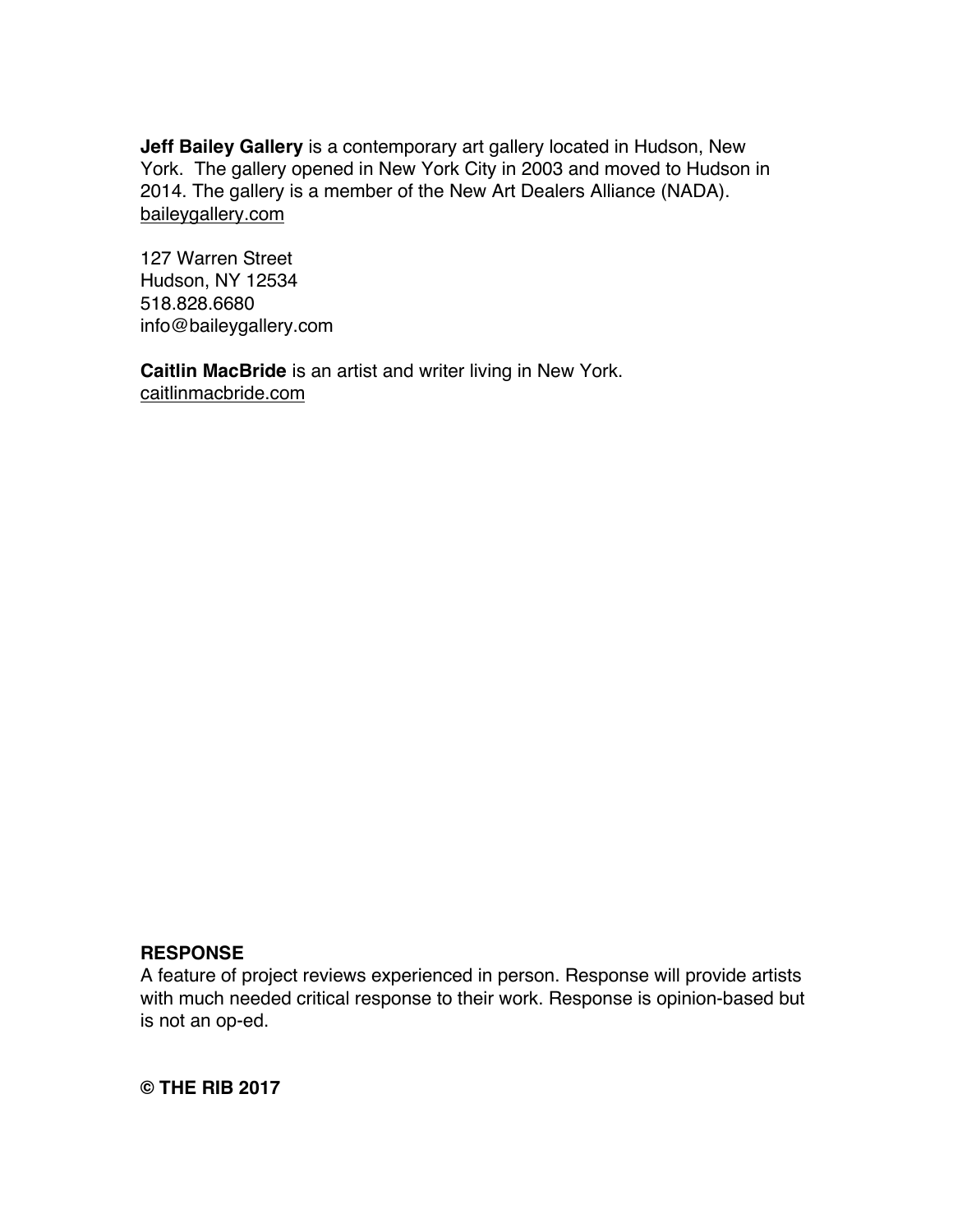**Jeff Bailey Gallery** is a contemporary art gallery located in Hudson, New York. The gallery opened in New York City in 2003 and moved to Hudson in 2014. The gallery is a member of the New Art Dealers Alliance (NADA).
baileygallery.com

127 Warren Street
Hudson, NY 12534
518.828.6680
info@baileygallery.com

**Caitlin MacBride** is an artist and writer living in New York.
caitlinmacbride.com

**RESPONSE**
A feature of project reviews experienced in person. Response will provide artists with much needed critical response to their work. Response is opinion-based but is not an op-ed.

**© THE RIB 2017**